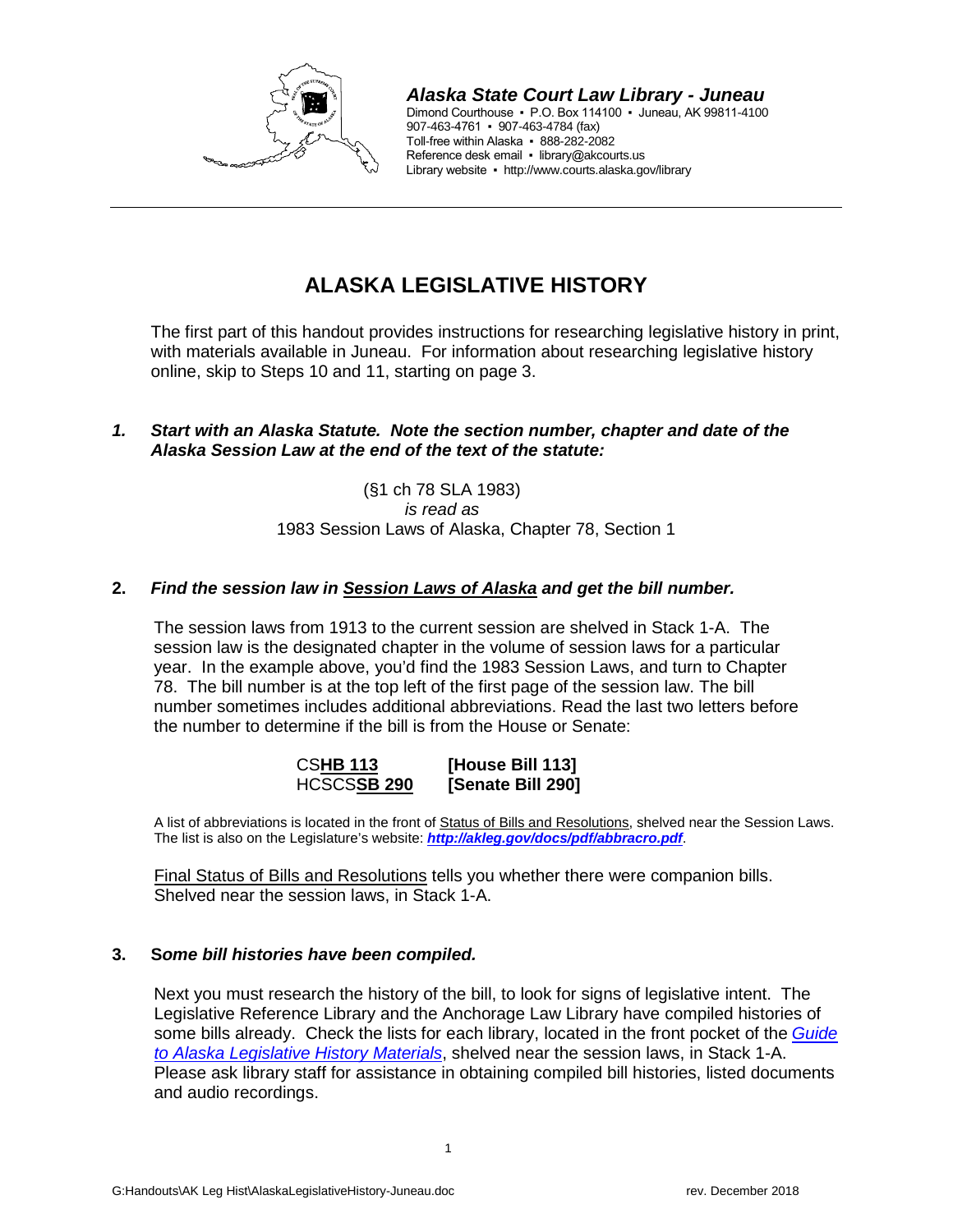**Alaska State Court Law Library - Juneau**
Dimond Courthouse ▪ P.O. Box 114100 ▪ Juneau, AK 99811-4100
907-463-4761 ▪ 907-463-4784 (fax)
Toll-free within Alaska ▪ 888-282-2082
Reference desk email ▪ library@akcourts.us
Library website ▪ http://www.courts.alaska.gov/library

---

# ALASKA LEGISLATIVE HISTORY

The first part of this handout provides instructions for researching legislative history in print, with materials available in Juneau. For information about researching legislative history online, skip to Steps 10 and 11, starting on page 3.

### *1. Start with an Alaska Statute. Note the section number, chapter and date of the Alaska Session Law at the end of the text of the statute:*

(§1 ch 78 SLA 1983)
*is read as*
1983 Session Laws of Alaska, Chapter 78, Section 1

### 2. *Find the session law in Session Laws of Alaska and get the bill number.*

The session laws from 1913 to the current session are shelved in Stack 1-A. The session law is the designated chapter in the volume of session laws for a particular year. In the example above, you'd find the 1983 Session Laws, and turn to Chapter 78. The bill number is at the top left of the first page of the session law. The bill number sometimes includes additional abbreviations. Read the last two letters before the number to determine if the bill is from the House or Senate:

| | |
|---|---|
| CS**HB 113** | **[House Bill 113]** |
| HCSCS**SB 290** | **[Senate Bill 290]** |

A list of abbreviations is located in the front of Status of Bills and Resolutions, shelved near the Session Laws. The list is also on the Legislature's website: ***http://akleg.gov/docs/pdf/abbracro.pdf***.

Final Status of Bills and Resolutions tells you whether there were companion bills. Shelved near the session laws, in Stack 1-A.

### 3. *Some bill histories have been compiled.*

Next you must research the history of the bill, to look for signs of legislative intent. The Legislative Reference Library and the Anchorage Law Library have compiled histories of some bills already. Check the lists for each library, located in the front pocket of the *Guide to Alaska Legislative History Materials*, shelved near the session laws, in Stack 1-A. Please ask library staff for assistance in obtaining compiled bill histories, listed documents and audio recordings.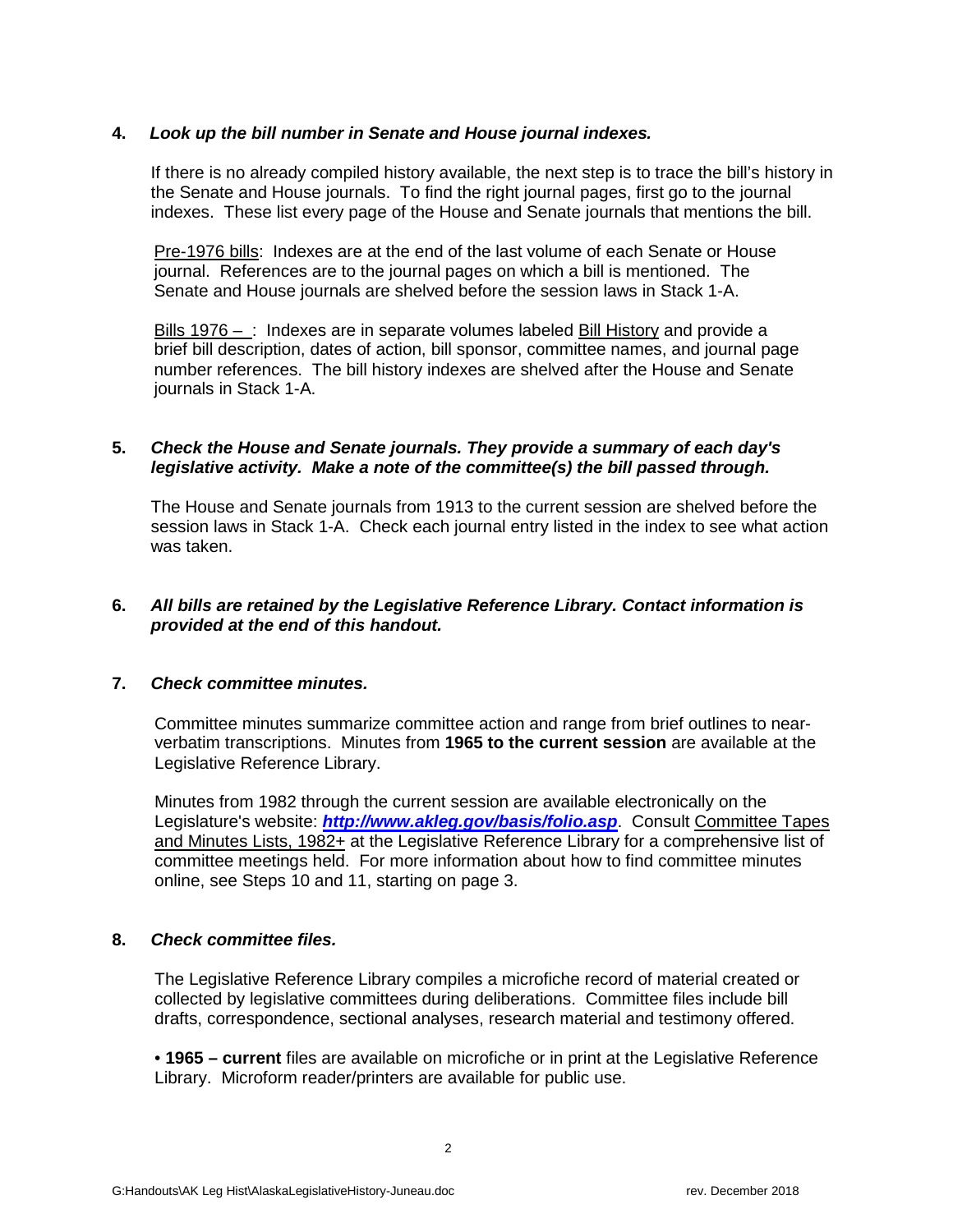**4.** ***Look up the bill number in Senate and House journal indexes.***

If there is no already compiled history available, the next step is to trace the bill's history in the Senate and House journals. To find the right journal pages, first go to the journal indexes. These list every page of the House and Senate journals that mentions the bill.

Pre-1976 bills: Indexes are at the end of the last volume of each Senate or House journal. References are to the journal pages on which a bill is mentioned. The Senate and House journals are shelved before the session laws in Stack 1-A.

Bills 1976 – : Indexes are in separate volumes labeled Bill History and provide a brief bill description, dates of action, bill sponsor, committee names, and journal page number references. The bill history indexes are shelved after the House and Senate journals in Stack 1-A.

**5.** ***Check the House and Senate journals. They provide a summary of each day's legislative activity. Make a note of the committee(s) the bill passed through.***

The House and Senate journals from 1913 to the current session are shelved before the session laws in Stack 1-A. Check each journal entry listed in the index to see what action was taken.

**6.** ***All bills are retained by the Legislative Reference Library. Contact information is provided at the end of this handout.***

**7.** ***Check committee minutes.***

Committee minutes summarize committee action and range from brief outlines to near-verbatim transcriptions. Minutes from **1965 to the current session** are available at the Legislative Reference Library.

Minutes from 1982 through the current session are available electronically on the Legislature's website: ***http://www.akleg.gov/basis/folio.asp***. Consult Committee Tapes and Minutes Lists, 1982+ at the Legislative Reference Library for a comprehensive list of committee meetings held. For more information about how to find committee minutes online, see Steps 10 and 11, starting on page 3.

**8.** ***Check committee files.***

The Legislative Reference Library compiles a microfiche record of material created or collected by legislative committees during deliberations. Committee files include bill drafts, correspondence, sectional analyses, research material and testimony offered.

• **1965 – current** files are available on microfiche or in print at the Legislative Reference Library. Microform reader/printers are available for public use.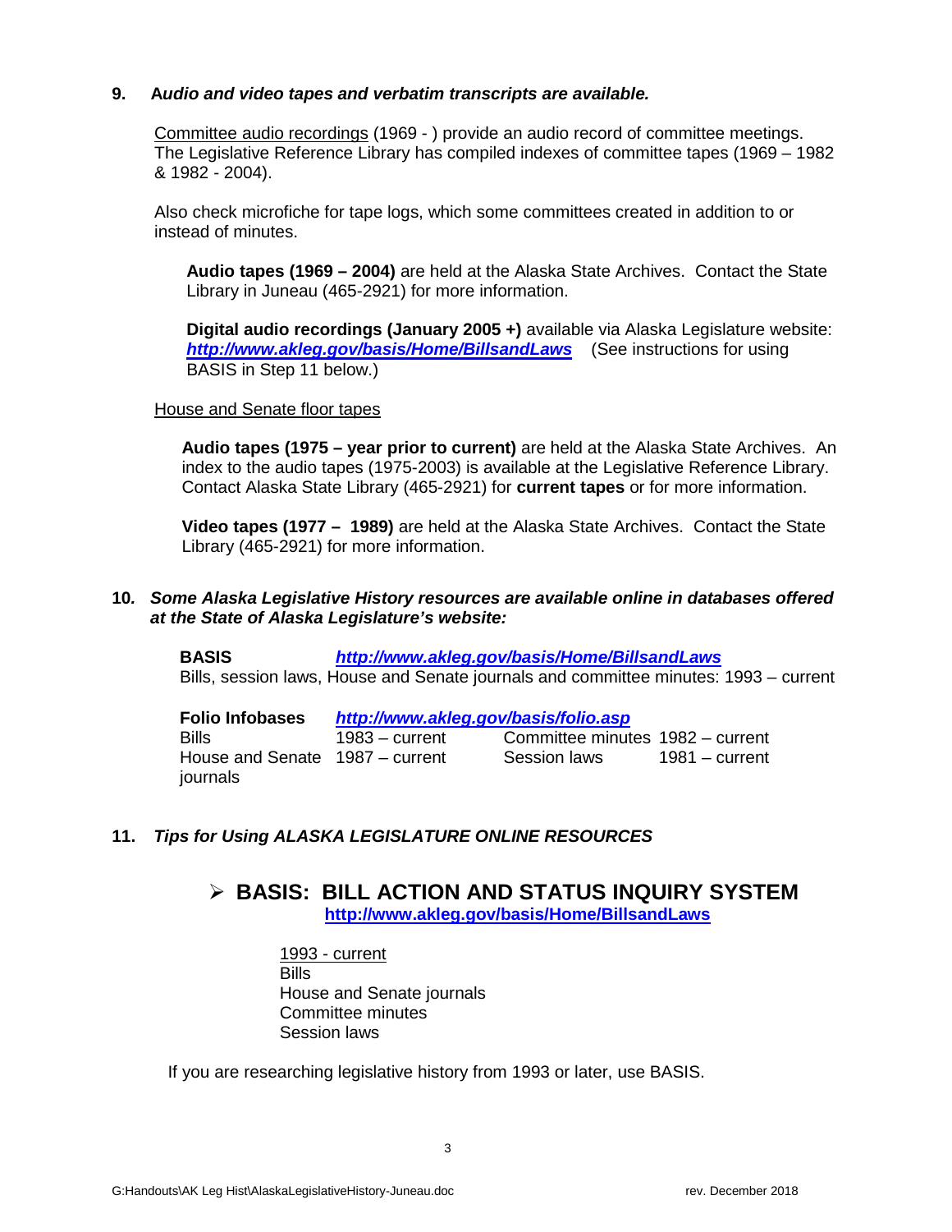**9.** ***Audio and video tapes and verbatim transcripts are available.***

Committee audio recordings (1969 - ) provide an audio record of committee meetings. The Legislative Reference Library has compiled indexes of committee tapes (1969 – 1982 & 1982 - 2004).

Also check microfiche for tape logs, which some committees created in addition to or instead of minutes.

**Audio tapes (1969 – 2004)** are held at the Alaska State Archives. Contact the State Library in Juneau (465-2921) for more information.

**Digital audio recordings (January 2005 +)** available via Alaska Legislature website: ***http://www.akleg.gov/basis/Home/BillsandLaws*** (See instructions for using BASIS in Step 11 below.)

House and Senate floor tapes

**Audio tapes (1975 – year prior to current)** are held at the Alaska State Archives. An index to the audio tapes (1975-2003) is available at the Legislative Reference Library. Contact Alaska State Library (465-2921) for **current tapes** or for more information.

**Video tapes (1977 – 1989)** are held at the Alaska State Archives. Contact the State Library (465-2921) for more information.

**10.** ***Some Alaska Legislative History resources are available online in databases offered at the State of Alaska Legislature's website:***

**BASIS** ***http://www.akleg.gov/basis/Home/BillsandLaws***
Bills, session laws, House and Senate journals and committee minutes: 1993 – current

**Folio Infobases** ***http://www.akleg.gov/basis/folio.asp***

| | | | |
|---|---|---|---|
| Bills | 1983 – current | Committee minutes | 1982 – current |
| House and Senate journals | 1987 – current | Session laws | 1981 – current |

**11.** ***Tips for Using ALASKA LEGISLATURE ONLINE RESOURCES***

## ➢ BASIS: BILL ACTION AND STATUS INQUIRY SYSTEM

**http://www.akleg.gov/basis/Home/BillsandLaws**

1993 - current
Bills
House and Senate journals
Committee minutes
Session laws

If you are researching legislative history from 1993 or later, use BASIS.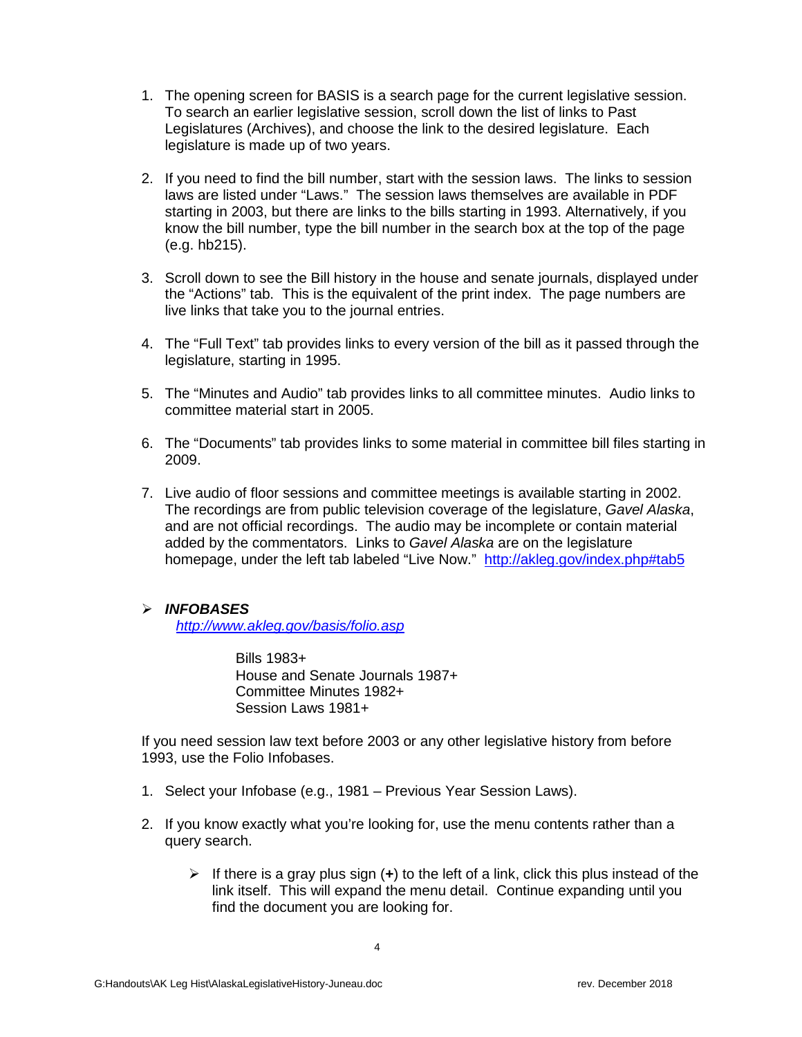1. The opening screen for BASIS is a search page for the current legislative session. To search an earlier legislative session, scroll down the list of links to Past Legislatures (Archives), and choose the link to the desired legislature. Each legislature is made up of two years.

2. If you need to find the bill number, start with the session laws. The links to session laws are listed under "Laws." The session laws themselves are available in PDF starting in 2003, but there are links to the bills starting in 1993. Alternatively, if you know the bill number, type the bill number in the search box at the top of the page (e.g. hb215).

3. Scroll down to see the Bill history in the house and senate journals, displayed under the "Actions" tab. This is the equivalent of the print index. The page numbers are live links that take you to the journal entries.

4. The "Full Text" tab provides links to every version of the bill as it passed through the legislature, starting in 1995.

5. The "Minutes and Audio" tab provides links to all committee minutes. Audio links to committee material start in 2005.

6. The "Documents" tab provides links to some material in committee bill files starting in 2009.

7. Live audio of floor sessions and committee meetings is available starting in 2002. The recordings are from public television coverage of the legislature, *Gavel Alaska*, and are not official recordings. The audio may be incomplete or contain material added by the commentators. Links to *Gavel Alaska* are on the legislature homepage, under the left tab labeled "Live Now." http://akleg.gov/index.php#tab5

- ***INFOBASES***

  *http://www.akleg.gov/basis/folio.asp*

  Bills 1983+
  House and Senate Journals 1987+
  Committee Minutes 1982+
  Session Laws 1981+

If you need session law text before 2003 or any other legislative history from before 1993, use the Folio Infobases.

1. Select your Infobase (e.g., 1981 – Previous Year Session Laws).

2. If you know exactly what you're looking for, use the menu contents rather than a query search.

   - If there is a gray plus sign (**+**) to the left of a link, click this plus instead of the link itself. This will expand the menu detail. Continue expanding until you find the document you are looking for.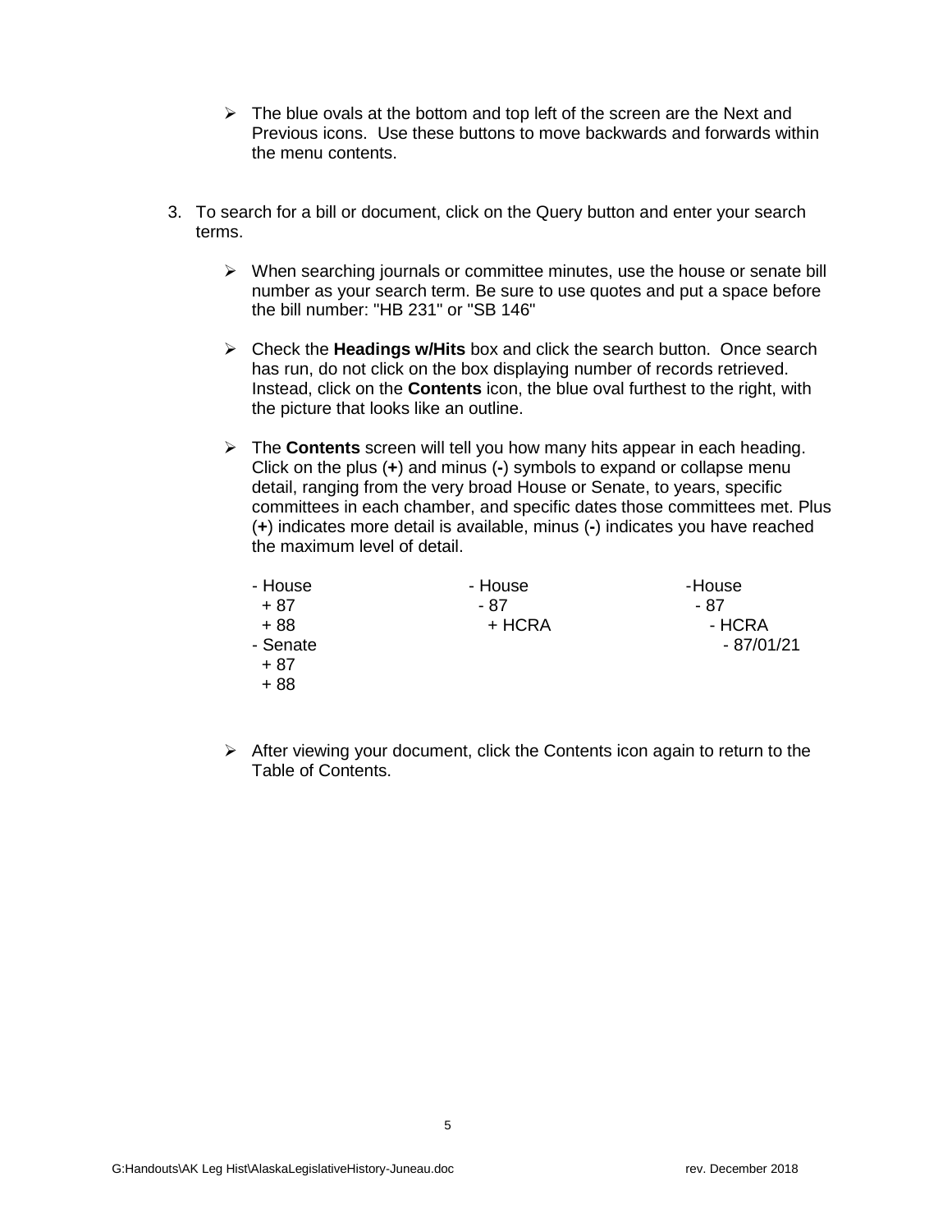- The blue ovals at the bottom and top left of the screen are the Next and Previous icons. Use these buttons to move backwards and forwards within the menu contents.

3. To search for a bill or document, click on the Query button and enter your search terms.

   - When searching journals or committee minutes, use the house or senate bill number as your search term. Be sure to use quotes and put a space before the bill number: "HB 231" or "SB 146"

   - Check the **Headings w/Hits** box and click the search button. Once search has run, do not click on the box displaying number of records retrieved. Instead, click on the **Contents** icon, the blue oval furthest to the right, with the picture that looks like an outline.

   - The **Contents** screen will tell you how many hits appear in each heading. Click on the plus (**+**) and minus (**-**) symbols to expand or collapse menu detail, ranging from the very broad House or Senate, to years, specific committees in each chamber, and specific dates those committees met. Plus (**+**) indicates more detail is available, minus (**-**) indicates you have reached the maximum level of detail.

```
- House            - House            -House
  + 87               - 87               - 87
  + 88                 + HCRA             - HCRA
- Senate                                    - 87/01/21
  + 87
  + 88
```

   - After viewing your document, click the Contents icon again to return to the Table of Contents.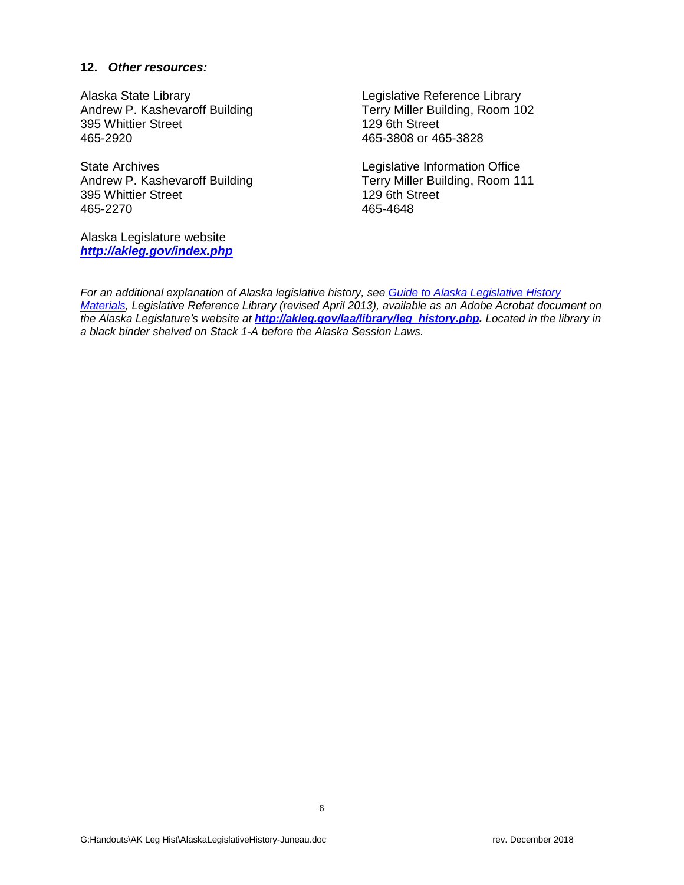## 12. *Other resources:*

Alaska State Library
Andrew P. Kashevaroff Building
395 Whittier Street
465-2920

State Archives
Andrew P. Kashevaroff Building
395 Whittier Street
465-2270

Alaska Legislature website
***http://akleg.gov/index.php***

Legislative Reference Library
Terry Miller Building, Room 102
129 6th Street
465-3808 or 465-3828

Legislative Information Office
Terry Miller Building, Room 111
129 6th Street
465-4648

*For an additional explanation of Alaska legislative history, see Guide to Alaska Legislative History Materials, Legislative Reference Library (revised April 2013), available as an Adobe Acrobat document on the Alaska Legislature's website at **http://akleg.gov/laa/library/leg_history.php**. Located in the library in a black binder shelved on Stack 1-A before the Alaska Session Laws.*